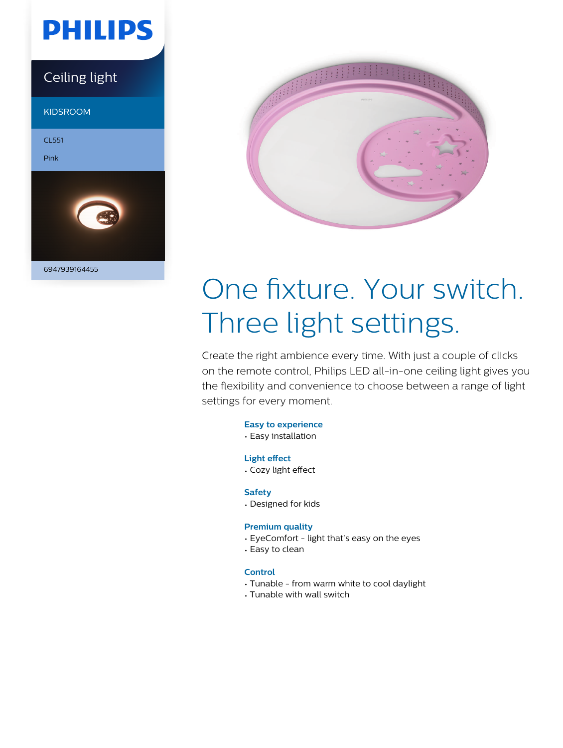PHILIPS

Ceiling light

KIDSROOM

CL551

Pink

6947939164455

# One fixture. Your switch. Three light settings.

Create the right ambience every time. With just a couple of clicks on the remote control, Philips LED all-in-one ceiling light gives you the flexibility and convenience to choose between a range of light settings for every moment.

### Easy to experience

- Easy installation

### Light effect

- Cozy light effect

### Safety

- Designed for kids

### Premium quality

- EyeComfort - light that's easy on the eyes
- Easy to clean

### Control

- Tunable - from warm white to cool daylight
- Tunable with wall switch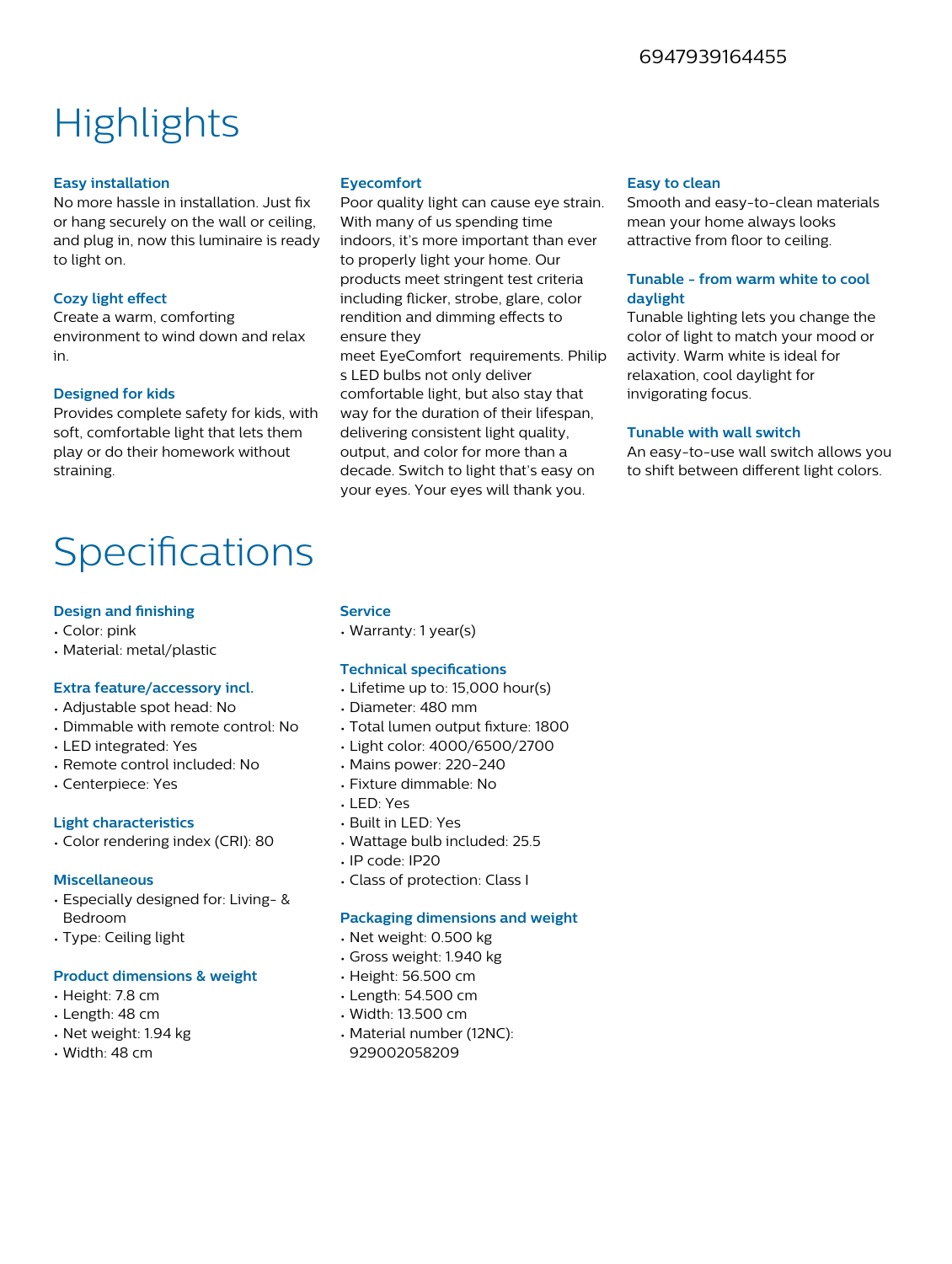6947939164455

# Highlights

### Easy installation

No more hassle in installation. Just fix or hang securely on the wall or ceiling, and plug in, now this luminaire is ready to light on.

### Cozy light effect

Create a warm, comforting environment to wind down and relax in.

### Designed for kids

Provides complete safety for kids, with soft, comfortable light that lets them play or do their homework without straining.

### Eyecomfort

Poor quality light can cause eye strain. With many of us spending time indoors, it's more important than ever to properly light your home. Our products meet stringent test criteria including flicker, strobe, glare, color rendition and dimming effects to ensure they meet EyeComfort requirements. Philip s LED bulbs not only deliver comfortable light, but also stay that way for the duration of their lifespan, delivering consistent light quality, output, and color for more than a decade. Switch to light that's easy on your eyes. Your eyes will thank you.

### Easy to clean

Smooth and easy-to-clean materials mean your home always looks attractive from floor to ceiling.

### Tunable - from warm white to cool daylight

Tunable lighting lets you change the color of light to match your mood or activity. Warm white is ideal for relaxation, cool daylight for invigorating focus.

### Tunable with wall switch

An easy-to-use wall switch allows you to shift between different light colors.

# Specifications

### Design and finishing

- Color: pink
- Material: metal/plastic

### Extra feature/accessory incl.

- Adjustable spot head: No
- Dimmable with remote control: No
- LED integrated: Yes
- Remote control included: No
- Centerpiece: Yes

### Light characteristics

- Color rendering index (CRI): 80

### Miscellaneous

- Especially designed for: Living- & Bedroom
- Type: Ceiling light

### Product dimensions & weight

- Height: 7.8 cm
- Length: 48 cm
- Net weight: 1.94 kg
- Width: 48 cm

### Service

- Warranty: 1 year(s)

### Technical specifications

- Lifetime up to: 15,000 hour(s)
- Diameter: 480 mm
- Total lumen output fixture: 1800
- Light color: 4000/6500/2700
- Mains power: 220-240
- Fixture dimmable: No
- LED: Yes
- Built in LED: Yes
- Wattage bulb included: 25.5
- IP code: IP20
- Class of protection: Class I

### Packaging dimensions and weight

- Net weight: 0.500 kg
- Gross weight: 1.940 kg
- Height: 56.500 cm
- Length: 54.500 cm
- Width: 13.500 cm
- Material number (12NC): 929002058209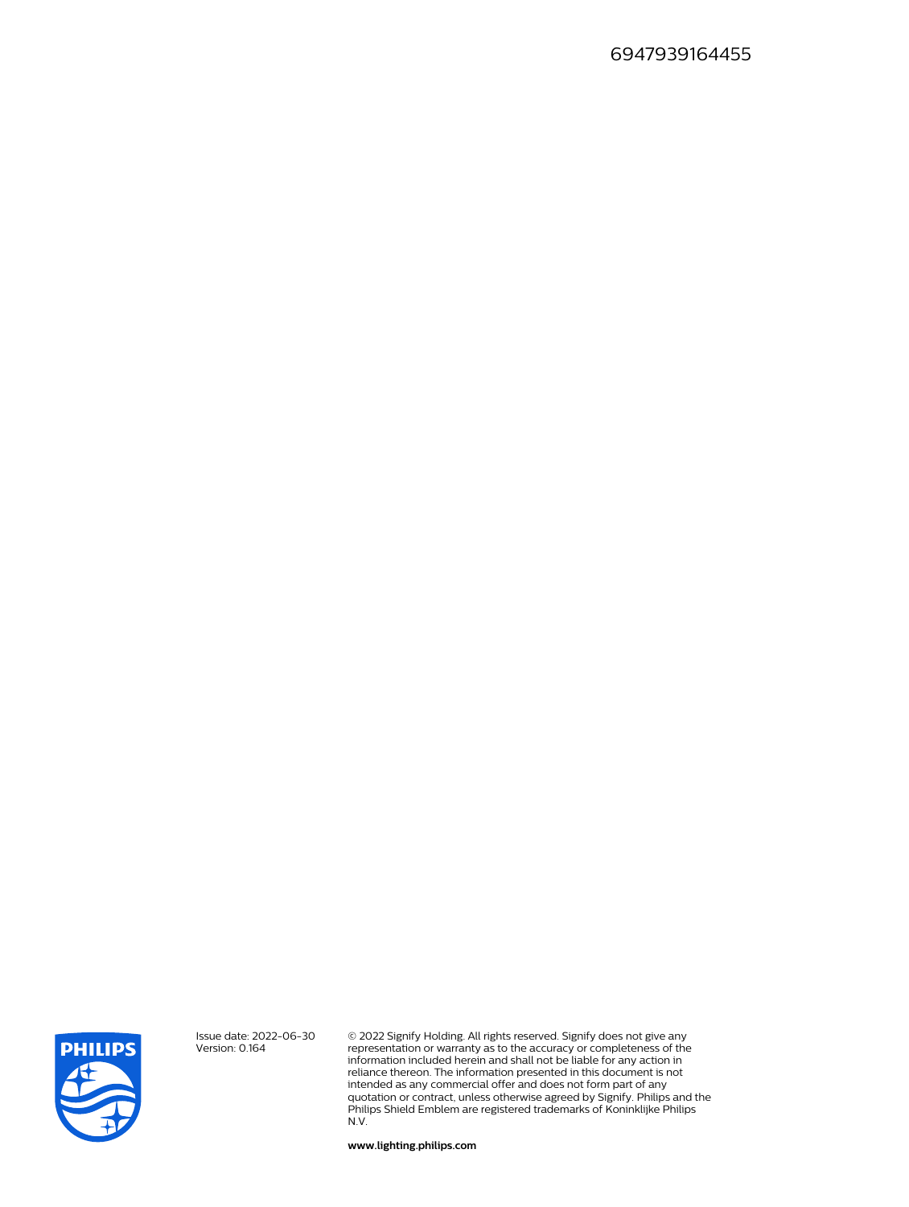6947939164455

Issue date: 2022-06-30
Version: 0.164

© 2022 Signify Holding. All rights reserved. Signify does not give any representation or warranty as to the accuracy or completeness of the information included herein and shall not be liable for any action in reliance thereon. The information presented in this document is not intended as any commercial offer and does not form part of any quotation or contract, unless otherwise agreed by Signify. Philips and the Philips Shield Emblem are registered trademarks of Koninklijke Philips N.V.

**www.lighting.philips.com**